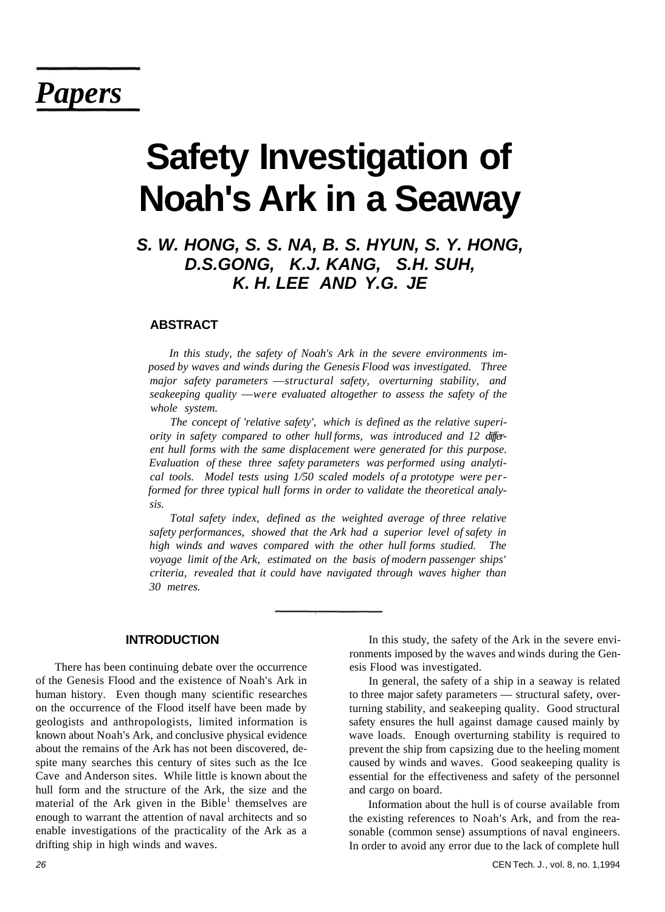# Papers

# Safety Investigation of Noah's Ark in a Seaway

***S. W. HONG, S. S. NA, B. S. HYUN, S. Y. HONG, D.S.GONG, K.J. KANG, S.H. SUH, K. H. LEE AND Y.G. JE***

## ABSTRACT

*In this study, the safety of Noah's Ark in the severe environments imposed by waves and winds during the Genesis Flood was investigated. Three major safety parameters —structural safety, overturning stability, and seakeeping quality —were evaluated altogether to assess the safety of the whole system.*

*The concept of 'relative safety', which is defined as the relative superiority in safety compared to other hull forms, was introduced and 12 different hull forms with the same displacement were generated for this purpose. Evaluation of these three safety parameters was performed using analytical tools. Model tests using 1/50 scaled models of a prototype were performed for three typical hull forms in order to validate the theoretical analysis.*

*Total safety index, defined as the weighted average of three relative safety performances, showed that the Ark had a superior level of safety in high winds and waves compared with the other hull forms studied. The voyage limit of the Ark, estimated on the basis of modern passenger ships' criteria, revealed that it could have navigated through waves higher than 30 metres.*

## INTRODUCTION

There has been continuing debate over the occurrence of the Genesis Flood and the existence of Noah's Ark in human history. Even though many scientific researches on the occurrence of the Flood itself have been made by geologists and anthropologists, limited information is known about Noah's Ark, and conclusive physical evidence about the remains of the Ark has not been discovered, despite many searches this century of sites such as the Ice Cave and Anderson sites. While little is known about the hull form and the structure of the Ark, the size and the material of the Ark given in the Bible[1] themselves are enough to warrant the attention of naval architects and so enable investigations of the practicality of the Ark as a drifting ship in high winds and waves.

In this study, the safety of the Ark in the severe environments imposed by the waves and winds during the Genesis Flood was investigated.

In general, the safety of a ship in a seaway is related to three major safety parameters — structural safety, overturning stability, and seakeeping quality. Good structural safety ensures the hull against damage caused mainly by wave loads. Enough overturning stability is required to prevent the ship from capsizing due to the heeling moment caused by winds and waves. Good seakeeping quality is essential for the effectiveness and safety of the personnel and cargo on board.

Information about the hull is of course available from the existing references to Noah's Ark, and from the reasonable (common sense) assumptions of naval engineers. In order to avoid any error due to the lack of complete hull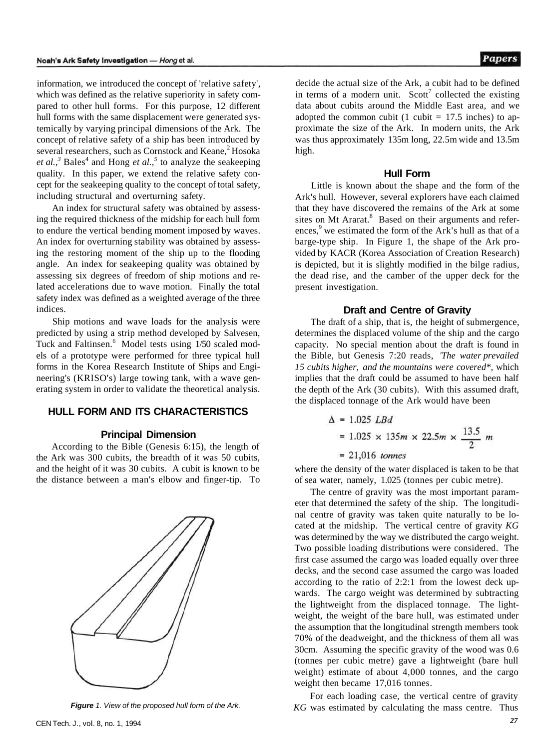information, we introduced the concept of 'relative safety', which was defined as the relative superiority in safety compared to other hull forms. For this purpose, 12 different hull forms with the same displacement were generated systemically by varying principal dimensions of the Ark. The concept of relative safety of a ship has been introduced by several researchers, such as Cornstock and Keane,[2] Hosoka *et al.*,[3] Bales[4] and Hong *et al.*,[5] to analyze the seakeeping quality. In this paper, we extend the relative safety concept for the seakeeping quality to the concept of total safety, including structural and overturning safety.

An index for structural safety was obtained by assessing the required thickness of the midship for each hull form to endure the vertical bending moment imposed by waves. An index for overturning stability was obtained by assessing the restoring moment of the ship up to the flooding angle. An index for seakeeping quality was obtained by assessing six degrees of freedom of ship motions and related accelerations due to wave motion. Finally the total safety index was defined as a weighted average of the three indices.

Ship motions and wave loads for the analysis were predicted by using a strip method developed by Salvesen, Tuck and Faltinsen.[6] Model tests using 1/50 scaled models of a prototype were performed for three typical hull forms in the Korea Research Institute of Ships and Engineering's (KRISO's) large towing tank, with a wave generating system in order to validate the theoretical analysis.

## HULL FORM AND ITS CHARACTERISTICS

### Principal Dimension

According to the Bible (Genesis 6:15), the length of the Ark was 300 cubits, the breadth of it was 50 cubits, and the height of it was 30 cubits. A cubit is known to be the distance between a man's elbow and finger-tip. To decide the actual size of the Ark, a cubit had to be defined in terms of a modern unit. Scott[7] collected the existing data about cubits around the Middle East area, and we adopted the common cubit (1 cubit = 17.5 inches) to approximate the size of the Ark. In modern units, the Ark was thus approximately 135m long, 22.5m wide and 13.5m high.

*Figure 1. View of the proposed hull form of the Ark.*

### Hull Form

Little is known about the shape and the form of the Ark's hull. However, several explorers have each claimed that they have discovered the remains of the Ark at some sites on Mt Ararat.[8] Based on their arguments and references,[9] we estimated the form of the Ark's hull as that of a barge-type ship. In Figure 1, the shape of the Ark provided by KACR (Korea Association of Creation Research) is depicted, but it is slightly modified in the bilge radius, the dead rise, and the camber of the upper deck for the present investigation.

### Draft and Centre of Gravity

The draft of a ship, that is, the height of submergence, determines the displaced volume of the ship and the cargo capacity. No special mention about the draft is found in the Bible, but Genesis 7:20 reads, *'The water prevailed 15 cubits higher, and the mountains were covered*', which implies that the draft could be assumed to have been half the depth of the Ark (30 cubits). With this assumed draft, the displaced tonnage of the Ark would have been

$$\begin{aligned}\Delta &= 1.025\ LBd \\ &= 1.025 \times 135m \times 22.5m \times \frac{13.5}{2}\ m \\ &= 21{,}016\ \textit{tonnes}\end{aligned}$$

where the density of the water displaced is taken to be that of sea water, namely, 1.025 (tonnes per cubic metre).

The centre of gravity was the most important parameter that determined the safety of the ship. The longitudinal centre of gravity was taken quite naturally to be located at the midship. The vertical centre of gravity *KG* was determined by the way we distributed the cargo weight. Two possible loading distributions were considered. The first case assumed the cargo was loaded equally over three decks, and the second case assumed the cargo was loaded according to the ratio of 2:2:1 from the lowest deck upwards. The cargo weight was determined by subtracting the lightweight from the displaced tonnage. The lightweight, the weight of the bare hull, was estimated under the assumption that the longitudinal strength members took 70% of the deadweight, and the thickness of them all was 30cm. Assuming the specific gravity of the wood was 0.6 (tonnes per cubic metre) gave a lightweight (bare hull weight) estimate of about 4,000 tonnes, and the cargo weight then became 17,016 tonnes.

For each loading case, the vertical centre of gravity *KG* was estimated by calculating the mass centre. Thus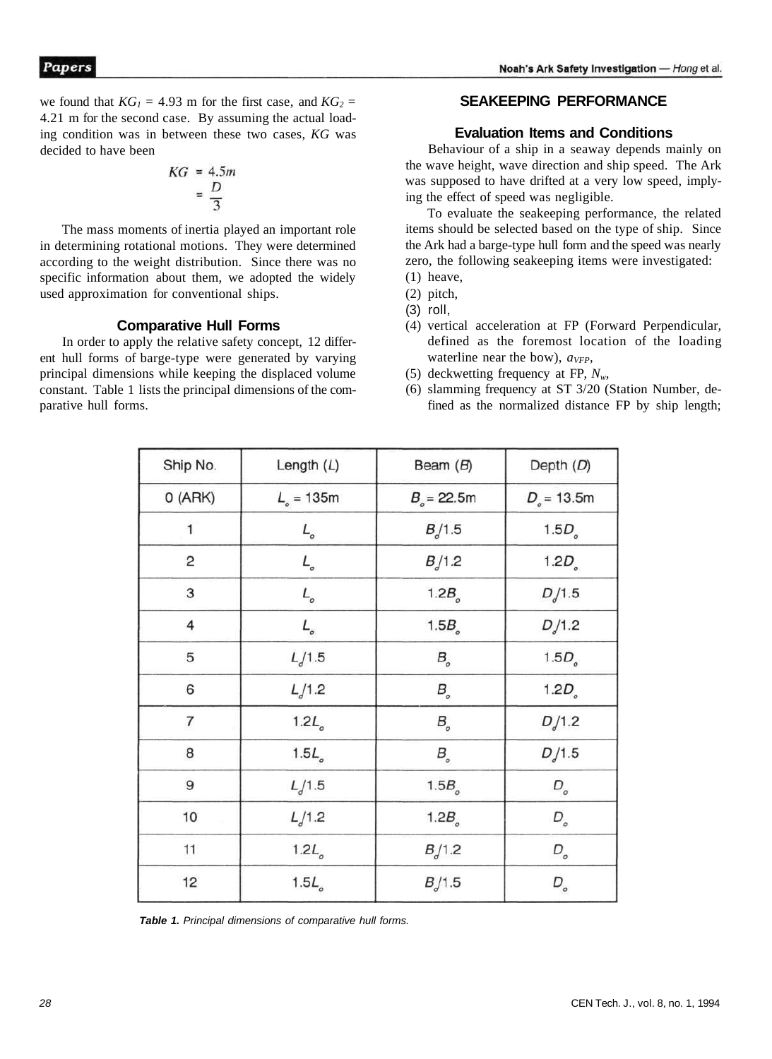we found that $KG_1$ = 4.93 m for the first case, and $KG_2$ = 4.21 m for the second case. By assuming the actual loading condition was in between these two cases, $KG$ was decided to have been

$$KG = 4.5m = \frac{D}{3}$$

The mass moments of inertia played an important role in determining rotational motions. They were determined according to the weight distribution. Since there was no specific information about them, we adopted the widely used approximation for conventional ships.

### Comparative Hull Forms

In order to apply the relative safety concept, 12 different hull forms of barge-type were generated by varying principal dimensions while keeping the displaced volume constant. Table 1 lists the principal dimensions of the comparative hull forms.

## SEAKEEPING PERFORMANCE

### Evaluation Items and Conditions

Behaviour of a ship in a seaway depends mainly on the wave height, wave direction and ship speed. The Ark was supposed to have drifted at a very low speed, implying the effect of speed was negligible.

To evaluate the seakeeping performance, the related items should be selected based on the type of ship. Since the Ark had a barge-type hull form and the speed was nearly zero, the following seakeeping items were investigated:

(1) heave,
(2) pitch,
(3) roll,
(4) vertical acceleration at FP (Forward Perpendicular, defined as the foremost location of the loading waterline near the bow), $a_{VFP}$,
(5) deckwetting frequency at FP, $N_w$,
(6) slamming frequency at ST 3/20 (Station Number, defined as the normalized distance FP by ship length;

| Ship No. | Length ($L$) | Beam ($B$) | Depth ($D$) |
|---|---|---|---|
| 0 (ARK) | $L_o$ = 135m | $B_o$ = 22.5m | $D_o$ = 13.5m |
| 1 | $L_o$ | $B_o/1.5$ | $1.5D_o$ |
| 2 | $L_o$ | $B_o/1.2$ | $1.2D_o$ |
| 3 | $L_o$ | $1.2B_o$ | $D_o/1.5$ |
| 4 | $L_o$ | $1.5B_o$ | $D_o/1.2$ |
| 5 | $L_o/1.5$ | $B_o$ | $1.5D_o$ |
| 6 | $L_o/1.2$ | $B_o$ | $1.2D_o$ |
| 7 | $1.2L_o$ | $B_o$ | $D_o/1.2$ |
| 8 | $1.5L_o$ | $B_o$ | $D_o/1.5$ |
| 9 | $L_o/1.5$ | $1.5B_o$ | $D_o$ |
| 10 | $L_o/1.2$ | $1.2B_o$ | $D_o$ |
| 11 | $1.2L_o$ | $B_o/1.2$ | $D_o$ |
| 12 | $1.5L_o$ | $B_o/1.5$ | $D_o$ |

***Table 1.*** *Principal dimensions of comparative hull forms.*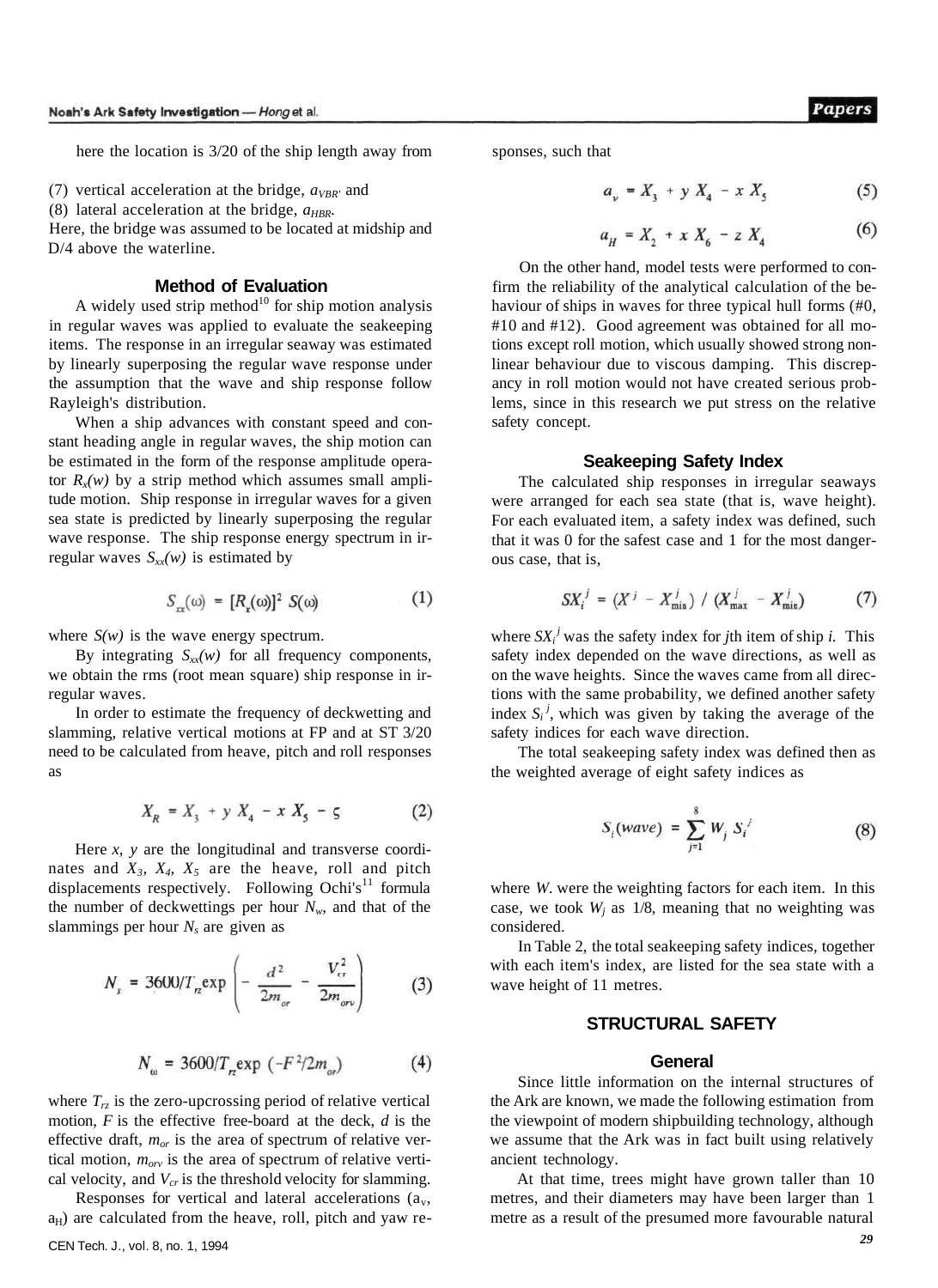here the location is 3/20 of the ship length away from

(7) vertical acceleration at the bridge, $a_{VBR}$, and
(8) lateral acceleration at the bridge, $a_{HBR}$.

Here, the bridge was assumed to be located at midship and D/4 above the waterline.

### Method of Evaluation

A widely used strip method[10] for ship motion analysis in regular waves was applied to evaluate the seakeeping items. The response in an irregular seaway was estimated by linearly superposing the regular wave response under the assumption that the wave and ship response follow Rayleigh's distribution.

When a ship advances with constant speed and constant heading angle in regular waves, the ship motion can be estimated in the form of the response amplitude operator $R_x(w)$ by a strip method which assumes small amplitude motion. Ship response in irregular waves for a given sea state is predicted by linearly superposing the regular wave response. The ship response energy spectrum in irregular waves $S_{xx}(w)$ is estimated by

$$S_{xx}(\omega) = [R_x(\omega)]^2 \; S(\omega) \tag{1}$$

where $S(w)$ is the wave energy spectrum.

By integrating $S_{xx}(w)$ for all frequency components, we obtain the rms (root mean square) ship response in irregular waves.

In order to estimate the frequency of deckwetting and slamming, relative vertical motions at FP and at ST 3/20 need to be calculated from heave, pitch and roll responses as

$$X_R = X_3 + y \; X_4 - x \; X_5 - \varsigma \tag{2}$$

Here $x$, $y$ are the longitudinal and transverse coordinates and $X_3$, $X_4$, $X_5$ are the heave, roll and pitch displacements respectively. Following Ochi's[11] formula the number of deckwettings per hour $N_w$, and that of the slammings per hour $N_s$ are given as

$$N_s = 3600/T_{rz} \exp\left( - \frac{d^2}{2m_{or}} - \frac{V_{cr}^2}{2m_{orv}} \right) \tag{3}$$

$$N_\omega = 3600/T_{rz} \exp\left(-F^2/2m_{or}\right) \tag{4}$$

where $T_{rz}$ is the zero-upcrossing period of relative vertical motion, $F$ is the effective free-board at the deck, $d$ is the effective draft, $m_{or}$ is the area of spectrum of relative vertical motion, $m_{orv}$ is the area of spectrum of relative vertical velocity, and $V_{cr}$ is the threshold velocity for slamming.

Responses for vertical and lateral accelerations ($a_v$, $a_H$) are calculated from the heave, roll, pitch and yaw responses, such that

$$a_v = X_3 + y \; X_4 - x \; X_5 \tag{5}$$

$$a_H = X_2 + x \; X_6 - z \; X_4 \tag{6}$$

On the other hand, model tests were performed to confirm the reliability of the analytical calculation of the behaviour of ships in waves for three typical hull forms (#0, #10 and #12). Good agreement was obtained for all motions except roll motion, which usually showed strong nonlinear behaviour due to viscous damping. This discrepancy in roll motion would not have created serious problems, since in this research we put stress on the relative safety concept.

### Seakeeping Safety Index

The calculated ship responses in irregular seaways were arranged for each sea state (that is, wave height). For each evaluated item, a safety index was defined, such that it was 0 for the safest case and 1 for the most dangerous case, that is,

$$SX_i^j = (X^j - X_{\min}^j) \; / \; (X_{\max}^j - X_{\min}^j) \tag{7}$$

where $SX_i^j$ was the safety index for $j$th item of ship $i$. This safety index depended on the wave directions, as well as on the wave heights. Since the waves came from all directions with the same probability, we defined another safety index $S_i^j$, which was given by taking the average of the safety indices for each wave direction.

The total seakeeping safety index was defined then as the weighted average of eight safety indices as

$$S_i(wave) = \sum_{j=1}^{8} W_j \; S_i^j \tag{8}$$

where $W$. were the weighting factors for each item. In this case, we took $W_j$ as 1/8, meaning that no weighting was considered.

In Table 2, the total seakeeping safety indices, together with each item's index, are listed for the sea state with a wave height of 11 metres.

## STRUCTURAL SAFETY

### General

Since little information on the internal structures of the Ark are known, we made the following estimation from the viewpoint of modern shipbuilding technology, although we assume that the Ark was in fact built using relatively ancient technology.

At that time, trees might have grown taller than 10 metres, and their diameters may have been larger than 1 metre as a result of the presumed more favourable natural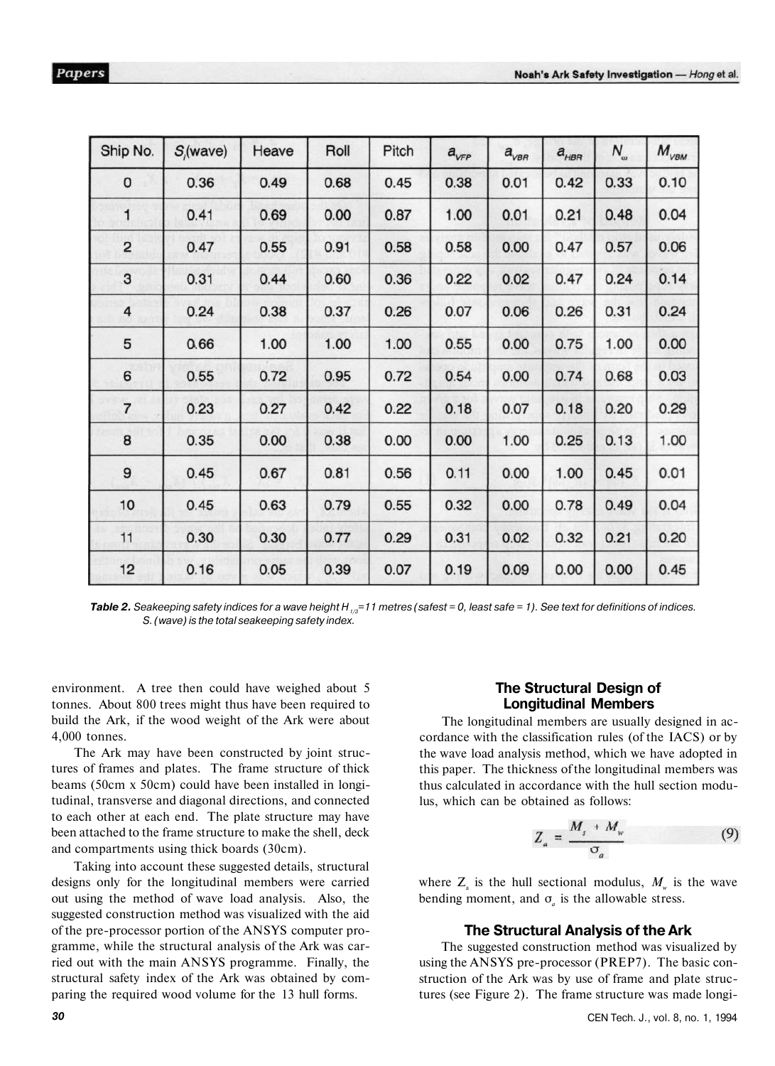| Ship No. | $S_i$(wave) | Heave | Roll | Pitch | $a_{VFP}$ | $a_{VBR}$ | $a_{HBR}$ | $N_\omega$ | $M_{VBM}$ |
|---|---|---|---|---|---|---|---|---|---|
| 0 | 0.36 | 0.49 | 0.68 | 0.45 | 0.38 | 0.01 | 0.42 | 0.33 | 0.10 |
| 1 | 0.41 | 0.69 | 0.00 | 0.87 | 1.00 | 0.01 | 0.21 | 0.48 | 0.04 |
| 2 | 0.47 | 0.55 | 0.91 | 0.58 | 0.58 | 0.00 | 0.47 | 0.57 | 0.06 |
| 3 | 0.31 | 0.44 | 0.60 | 0.36 | 0.22 | 0.02 | 0.47 | 0.24 | 0.14 |
| 4 | 0.24 | 0.38 | 0.37 | 0.26 | 0.07 | 0.06 | 0.26 | 0.31 | 0.24 |
| 5 | 0.66 | 1.00 | 1.00 | 1.00 | 0.55 | 0.00 | 0.75 | 1.00 | 0.00 |
| 6 | 0.55 | 0.72 | 0.95 | 0.72 | 0.54 | 0.00 | 0.74 | 0.68 | 0.03 |
| 7 | 0.23 | 0.27 | 0.42 | 0.22 | 0.18 | 0.07 | 0.18 | 0.20 | 0.29 |
| 8 | 0.35 | 0.00 | 0.38 | 0.00 | 0.00 | 1.00 | 0.25 | 0.13 | 1.00 |
| 9 | 0.45 | 0.67 | 0.81 | 0.56 | 0.11 | 0.00 | 1.00 | 0.45 | 0.01 |
| 10 | 0.45 | 0.63 | 0.79 | 0.55 | 0.32 | 0.00 | 0.78 | 0.49 | 0.04 |
| 11 | 0.30 | 0.30 | 0.77 | 0.29 | 0.31 | 0.02 | 0.32 | 0.21 | 0.20 |
| 12 | 0.16 | 0.05 | 0.39 | 0.07 | 0.19 | 0.09 | 0.00 | 0.00 | 0.45 |

***Table 2.*** *Seakeeping safety indices for a wave height $H_{1/3}$=11 metres (safest = 0, least safe = 1). See text for definitions of indices. S. (wave) is the total seakeeping safety index.*

environment. A tree then could have weighed about 5 tonnes. About 800 trees might thus have been required to build the Ark, if the wood weight of the Ark were about 4,000 tonnes.

The Ark may have been constructed by joint structures of frames and plates. The frame structure of thick beams (50cm x 50cm) could have been installed in longitudinal, transverse and diagonal directions, and connected to each other at each end. The plate structure may have been attached to the frame structure to make the shell, deck and compartments using thick boards (30cm).

Taking into account these suggested details, structural designs only for the longitudinal members were carried out using the method of wave load analysis. Also, the suggested construction method was visualized with the aid of the pre-processor portion of the ANSYS computer programme, while the structural analysis of the Ark was carried out with the main ANSYS programme. Finally, the structural safety index of the Ark was obtained by comparing the required wood volume for the 13 hull forms.

## The Structural Design of Longitudinal Members

The longitudinal members are usually designed in accordance with the classification rules (of the IACS) or by the wave load analysis method, which we have adopted in this paper. The thickness of the longitudinal members was thus calculated in accordance with the hull section modulus, which can be obtained as follows:

$$Z_a = \frac{M_s + M_w}{\sigma_a} \tag{9}$$

where $Z_a$ is the hull sectional modulus, $M_w$ is the wave bending moment, and $\sigma_a$ is the allowable stress.

## The Structural Analysis of the Ark

The suggested construction method was visualized by using the ANSYS pre-processor (PREP7). The basic construction of the Ark was by use of frame and plate structures (see Figure 2). The frame structure was made longi-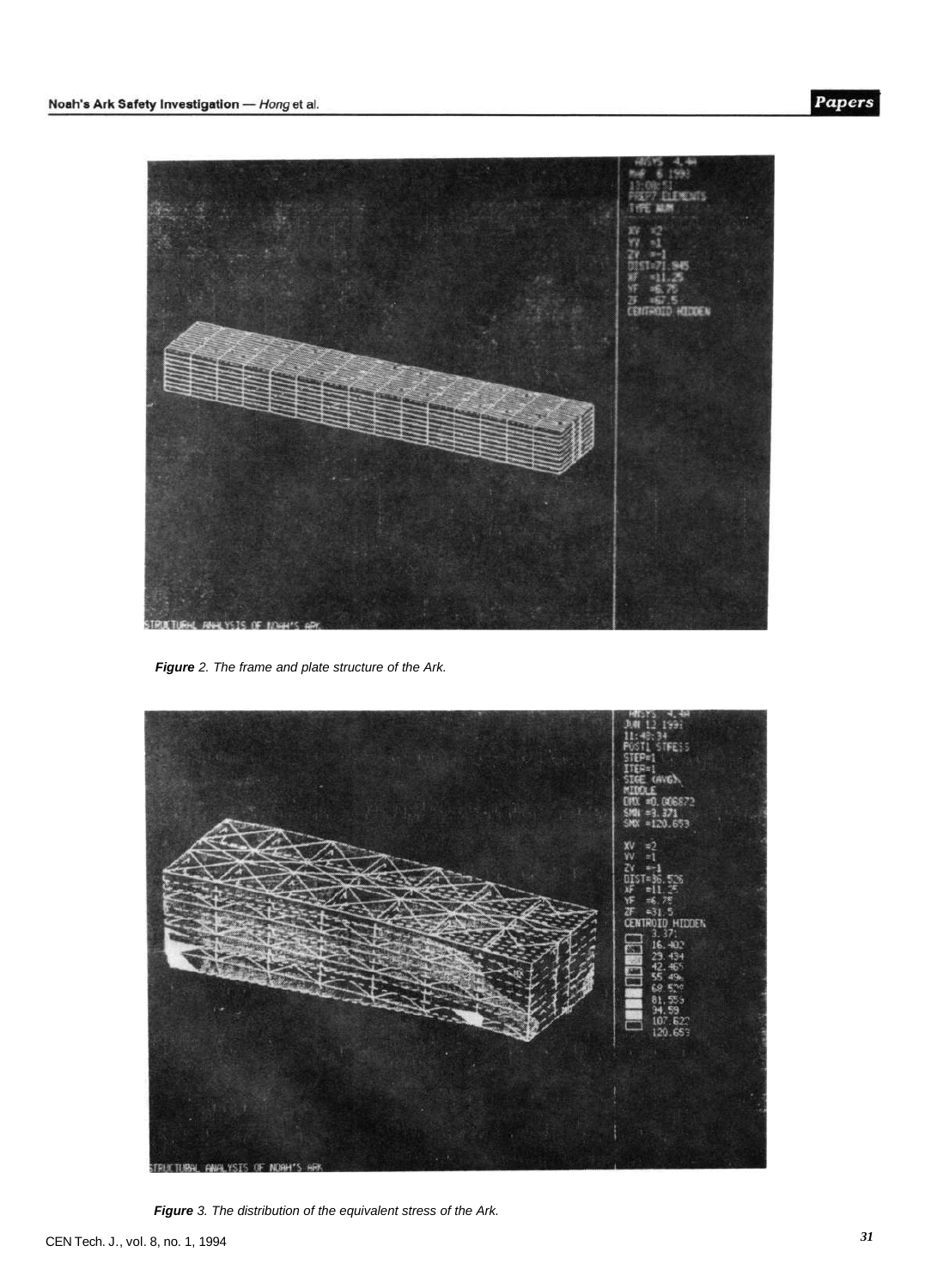*Figure 2. The frame and plate structure of the Ark.*

*Figure 3. The distribution of the equivalent stress of the Ark.*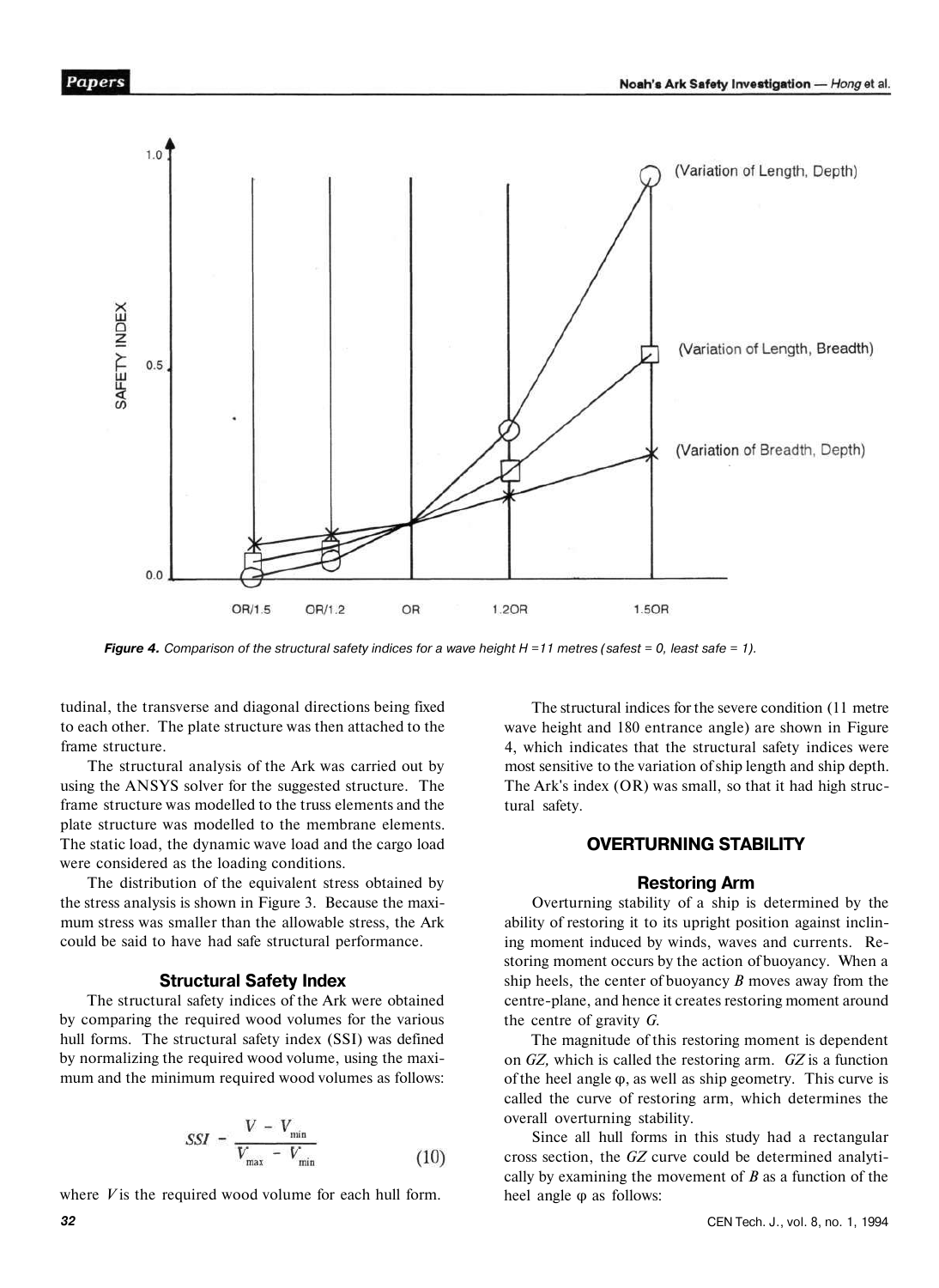Figure 4. Comparison of the structural safety indices for a wave height H =11 metres (safest = 0, least safe = 1).

tudinal, the transverse and diagonal directions being fixed to each other. The plate structure was then attached to the frame structure.

The structural analysis of the Ark was carried out by using the ANSYS solver for the suggested structure. The frame structure was modelled to the truss elements and the plate structure was modelled to the membrane elements. The static load, the dynamic wave load and the cargo load were considered as the loading conditions.

The distribution of the equivalent stress obtained by the stress analysis is shown in Figure 3. Because the maximum stress was smaller than the allowable stress, the Ark could be said to have had safe structural performance.

### Structural Safety Index

The structural safety indices of the Ark were obtained by comparing the required wood volumes for the various hull forms. The structural safety index (SSI) was defined by normalizing the required wood volume, using the maximum and the minimum required wood volumes as follows:

$$SSI = \frac{V - V_{min}}{V_{max} - V_{min}} \tag{10}$$

where $V$ is the required wood volume for each hull form.

The structural indices for the severe condition (11 metre wave height and 180 entrance angle) are shown in Figure 4, which indicates that the structural safety indices were most sensitive to the variation of ship length and ship depth. The Ark's index (OR) was small, so that it had high structural safety.

## OVERTURNING STABILITY

### Restoring Arm

Overturning stability of a ship is determined by the ability of restoring it to its upright position against inclining moment induced by winds, waves and currents. Restoring moment occurs by the action of buoyancy. When a ship heels, the center of buoyancy $B$ moves away from the centre-plane, and hence it creates restoring moment around the centre of gravity $G$.

The magnitude of this restoring moment is dependent on $GZ$, which is called the restoring arm. $GZ$ is a function of the heel angle $\varphi$, as well as ship geometry. This curve is called the curve of restoring arm, which determines the overall overturning stability.

Since all hull forms in this study had a rectangular cross section, the $GZ$ curve could be determined analytically by examining the movement of $B$ as a function of the heel angle $\varphi$ as follows: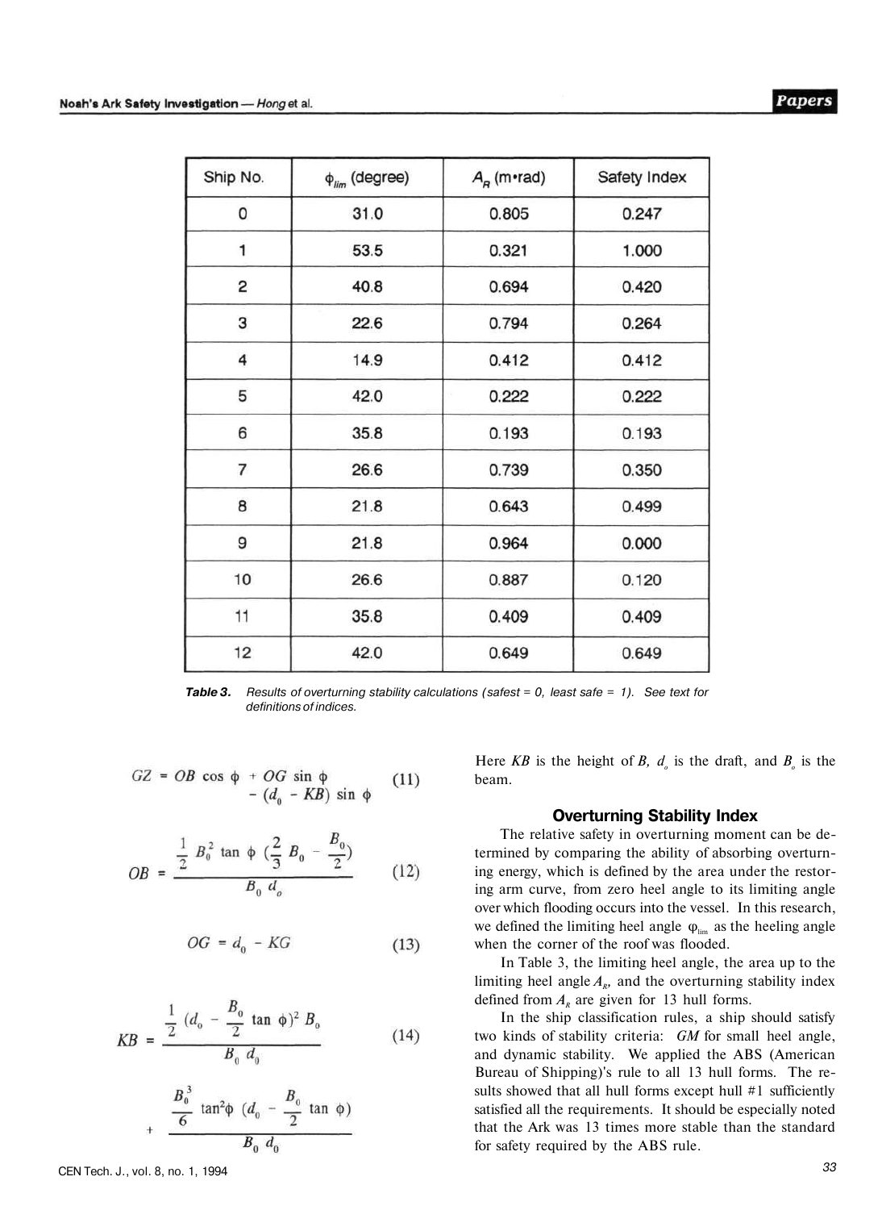| Ship No. | $\phi_{lim}$ (degree) | $A_R$ (m•rad) | Safety Index |
|---|---|---|---|
| 0 | 31.0 | 0.805 | 0.247 |
| 1 | 53.5 | 0.321 | 1.000 |
| 2 | 40.8 | 0.694 | 0.420 |
| 3 | 22.6 | 0.794 | 0.264 |
| 4 | 14.9 | 0.412 | 0.412 |
| 5 | 42.0 | 0.222 | 0.222 |
| 6 | 35.8 | 0.193 | 0.193 |
| 7 | 26.6 | 0.739 | 0.350 |
| 8 | 21.8 | 0.643 | 0.499 |
| 9 | 21.8 | 0.964 | 0.000 |
| 10 | 26.6 | 0.887 | 0.120 |
| 11 | 35.8 | 0.409 | 0.409 |
| 12 | 42.0 | 0.649 | 0.649 |

***Table 3.*** *Results of overturning stability calculations (safest = 0, least safe = 1). See text for definitions of indices.*

$$GZ = OB \cos \phi + OG \sin \phi - (d_0 - KB) \sin \phi \tag{11}$$

$$OB = \frac{\frac{1}{2} B_0^2 \tan \phi \left(\frac{2}{3} B_0 - \frac{B_0}{2}\right)}{B_0 d_o} \tag{12}$$

$$OG = d_0 - KG \tag{13}$$

$$KB = \frac{\frac{1}{2} \left(d_o - \frac{B_0}{2} \tan \phi\right)^2 B_o}{B_0 d_0} + \frac{\frac{B_0^3}{6} \tan^2\phi \left(d_0 - \frac{B_0}{2} \tan \phi\right)}{B_0 d_0} \tag{14}$$

Here $KB$ is the height of $B$, $d_o$ is the draft, and $B_o$ is the beam.

### Overturning Stability Index

The relative safety in overturning moment can be determined by comparing the ability of absorbing overturning energy, which is defined by the area under the restoring arm curve, from zero heel angle to its limiting angle over which flooding occurs into the vessel. In this research, we defined the limiting heel angle $\varphi_{lim}$ as the heeling angle when the corner of the roof was flooded.

In Table 3, the limiting heel angle, the area up to the limiting heel angle $A_R$, and the overturning stability index defined from $A_R$ are given for 13 hull forms.

In the ship classification rules, a ship should satisfy two kinds of stability criteria: *GM* for small heel angle, and dynamic stability. We applied the ABS (American Bureau of Shipping)'s rule to all 13 hull forms. The results showed that all hull forms except hull #1 sufficiently satisfied all the requirements. It should be especially noted that the Ark was 13 times more stable than the standard for safety required by the ABS rule.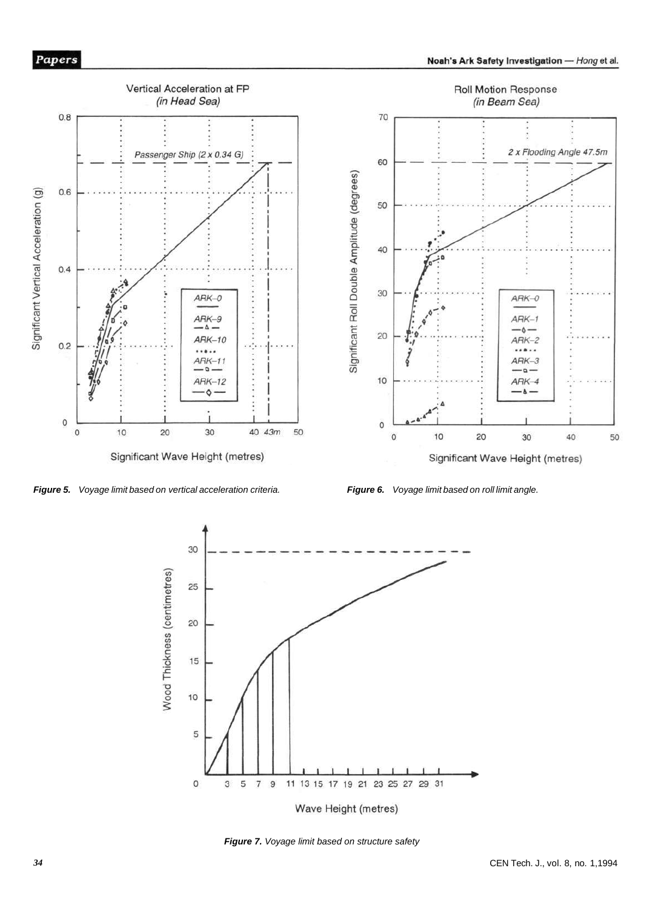**Figure 5.** *Voyage limit based on vertical acceleration criteria.*

**Figure 6.** *Voyage limit based on roll limit angle.*

**Figure 7.** *Voyage limit based on structure safety*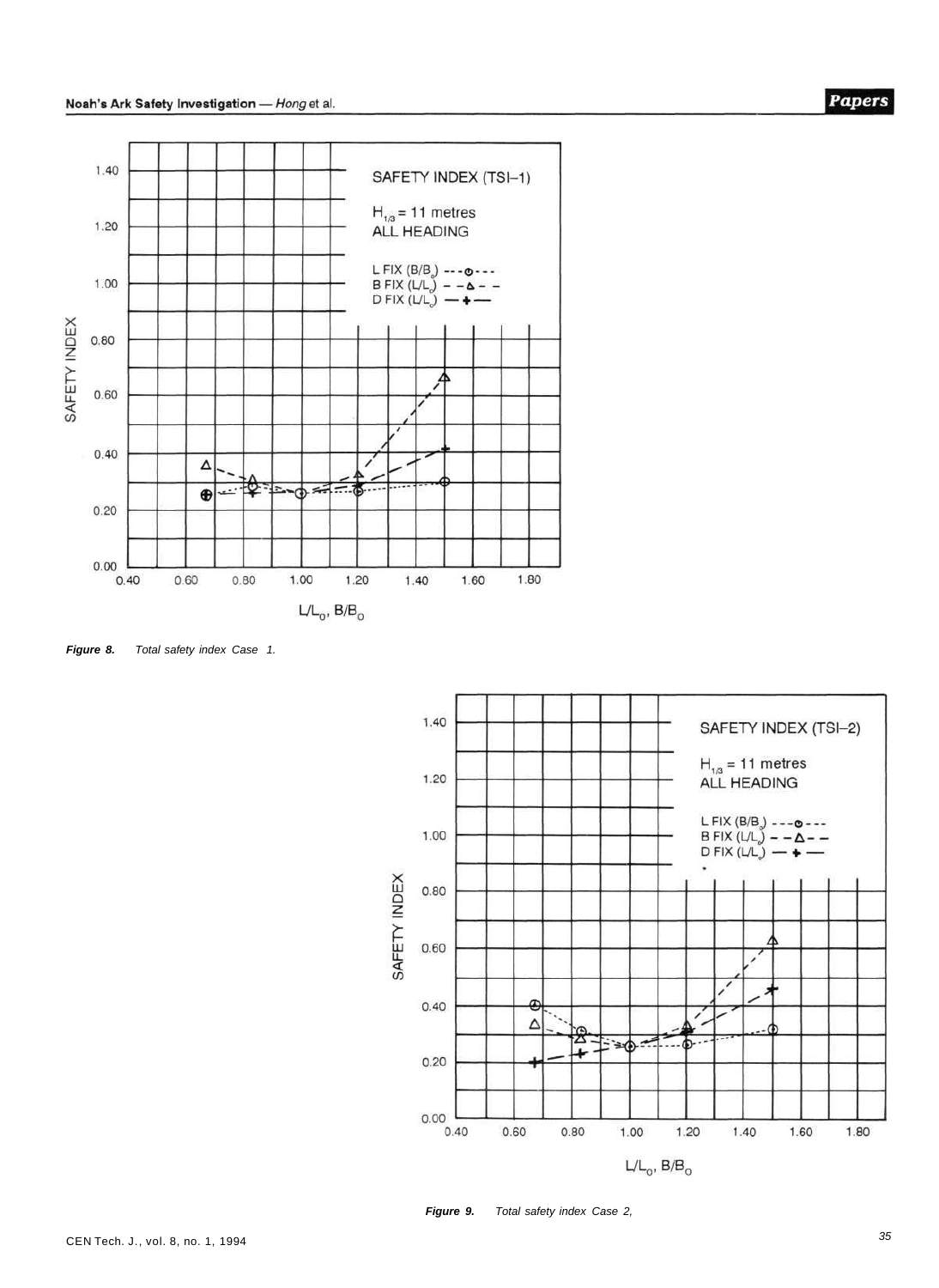**Figure 8.** *Total safety index Case 1.*

**Figure 9.** *Total safety index Case 2,*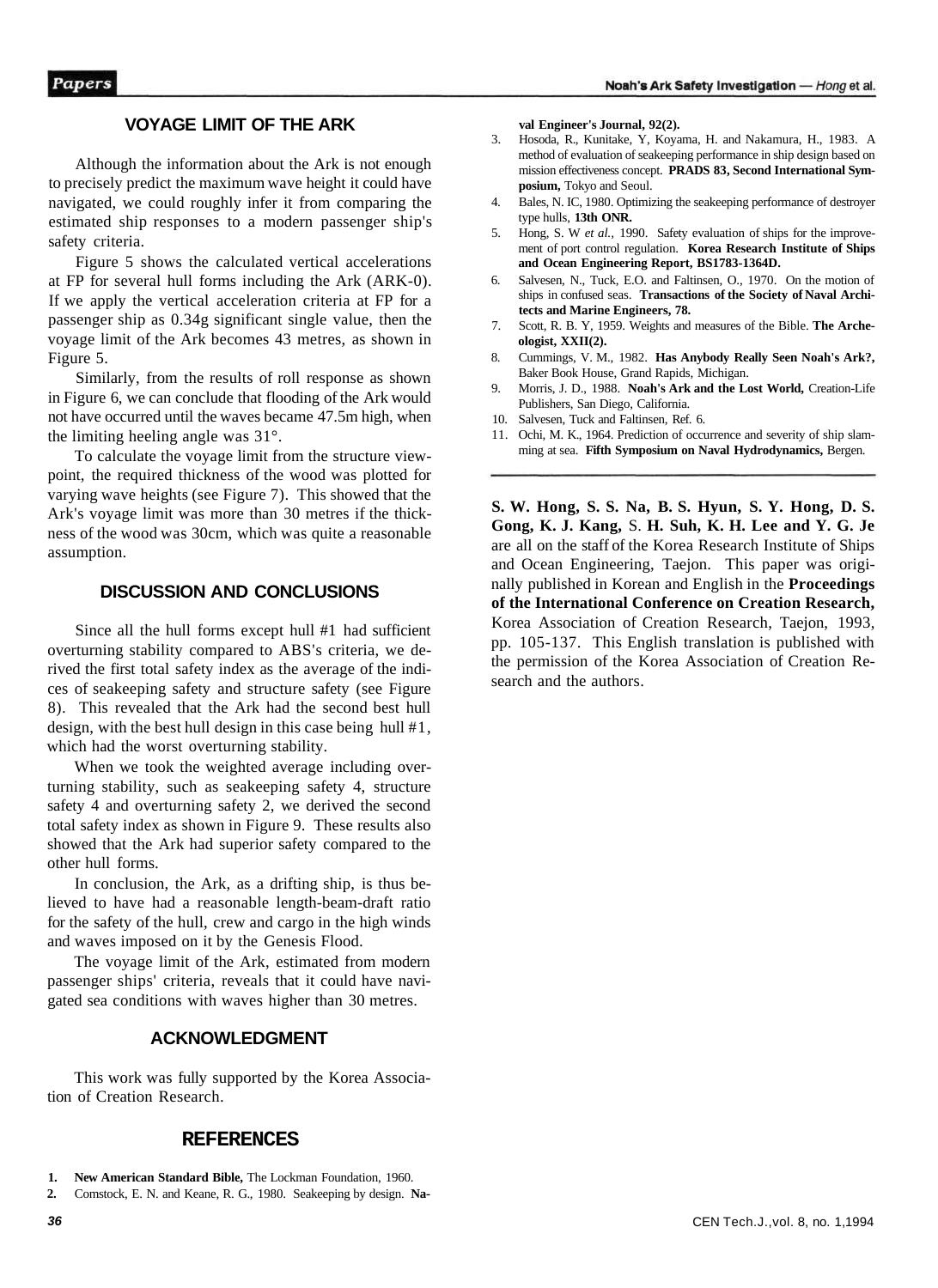## VOYAGE LIMIT OF THE ARK

Although the information about the Ark is not enough to precisely predict the maximum wave height it could have navigated, we could roughly infer it from comparing the estimated ship responses to a modern passenger ship's safety criteria.

Figure 5 shows the calculated vertical accelerations at FP for several hull forms including the Ark (ARK-0). If we apply the vertical acceleration criteria at FP for a passenger ship as 0.34g significant single value, then the voyage limit of the Ark becomes 43 metres, as shown in Figure 5.

Similarly, from the results of roll response as shown in Figure 6, we can conclude that flooding of the Ark would not have occurred until the waves became 47.5m high, when the limiting heeling angle was 31°.

To calculate the voyage limit from the structure viewpoint, the required thickness of the wood was plotted for varying wave heights (see Figure 7). This showed that the Ark's voyage limit was more than 30 metres if the thickness of the wood was 30cm, which was quite a reasonable assumption.

## DISCUSSION AND CONCLUSIONS

Since all the hull forms except hull #1 had sufficient overturning stability compared to ABS's criteria, we derived the first total safety index as the average of the indices of seakeeping safety and structure safety (see Figure 8). This revealed that the Ark had the second best hull design, with the best hull design in this case being hull #1, which had the worst overturning stability.

When we took the weighted average including overturning stability, such as seakeeping safety 4, structure safety 4 and overturning safety 2, we derived the second total safety index as shown in Figure 9. These results also showed that the Ark had superior safety compared to the other hull forms.

In conclusion, the Ark, as a drifting ship, is thus believed to have had a reasonable length-beam-draft ratio for the safety of the hull, crew and cargo in the high winds and waves imposed on it by the Genesis Flood.

The voyage limit of the Ark, estimated from modern passenger ships' criteria, reveals that it could have navigated sea conditions with waves higher than 30 metres.

## ACKNOWLEDGMENT

This work was fully supported by the Korea Association of Creation Research.

## REFERENCES

1. **New American Standard Bible,** The Lockman Foundation, 1960.
2. Comstock, E. N. and Keane, R. G., 1980. Seakeeping by design. **Naval Engineer's Journal, 92(2).**
3. Hosoda, R., Kunitake, Y, Koyama, H. and Nakamura, H., 1983. A method of evaluation of seakeeping performance in ship design based on mission effectiveness concept. **PRADS 83, Second International Symposium,** Tokyo and Seoul.
4. Bales, N. IC, 1980. Optimizing the seakeeping performance of destroyer type hulls, **13th ONR.**
5. Hong, S. W *et al.*, 1990. Safety evaluation of ships for the improvement of port control regulation. **Korea Research Institute of Ships and Ocean Engineering Report, BS1783-1364D.**
6. Salvesen, N., Tuck, E.O. and Faltinsen, O., 1970. On the motion of ships in confused seas. **Transactions of the Society of Naval Architects and Marine Engineers, 78.**
7. Scott, R. B. Y, 1959. Weights and measures of the Bible. **The Archeologist, XXII(2).**
8. Cummings, V. M., 1982. **Has Anybody Really Seen Noah's Ark?,** Baker Book House, Grand Rapids, Michigan.
9. Morris, J. D., 1988. **Noah's Ark and the Lost World,** Creation-Life Publishers, San Diego, California.
10. Salvesen, Tuck and Faltinsen, Ref. 6.
11. Ochi, M. K., 1964. Prediction of occurrence and severity of ship slamming at sea. **Fifth Symposium on Naval Hydrodynamics,** Bergen.

---

**S. W. Hong, S. S. Na, B. S. Hyun, S. Y. Hong, D. S. Gong, K. J. Kang,** S. **H. Suh, K. H. Lee and Y. G. Je** are all on the staff of the Korea Research Institute of Ships and Ocean Engineering, Taejon. This paper was originally published in Korean and English in the **Proceedings of the International Conference on Creation Research,** Korea Association of Creation Research, Taejon, 1993, pp. 105-137. This English translation is published with the permission of the Korea Association of Creation Research and the authors.